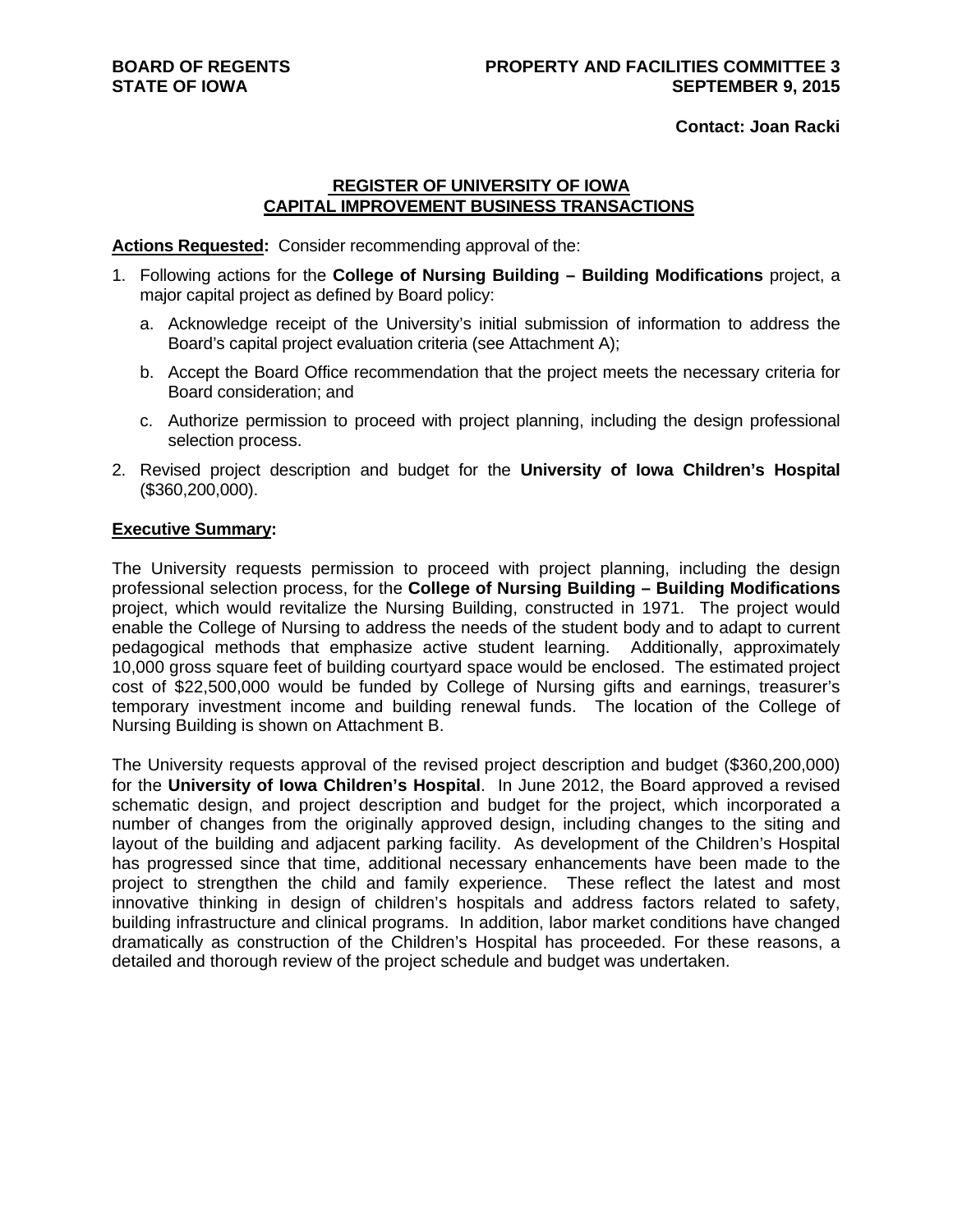**BOARD OF REGENTS**
**STATE OF IOWA**

**PROPERTY AND FACILITIES COMMITTEE 3**
**SEPTEMBER 9, 2015**

**Contact: Joan Racki**

## REGISTER OF UNIVERSITY OF IOWA CAPITAL IMPROVEMENT BUSINESS TRANSACTIONS

**Actions Requested:** Consider recommending approval of the:

1. Following actions for the **College of Nursing Building – Building Modifications** project, a major capital project as defined by Board policy:
   a. Acknowledge receipt of the University's initial submission of information to address the Board's capital project evaluation criteria (see Attachment A);
   b. Accept the Board Office recommendation that the project meets the necessary criteria for Board consideration; and
   c. Authorize permission to proceed with project planning, including the design professional selection process.
2. Revised project description and budget for the **University of Iowa Children's Hospital** ($360,200,000).

**Executive Summary:**

The University requests permission to proceed with project planning, including the design professional selection process, for the **College of Nursing Building – Building Modifications** project, which would revitalize the Nursing Building, constructed in 1971. The project would enable the College of Nursing to address the needs of the student body and to adapt to current pedagogical methods that emphasize active student learning. Additionally, approximately 10,000 gross square feet of building courtyard space would be enclosed. The estimated project cost of $22,500,000 would be funded by College of Nursing gifts and earnings, treasurer's temporary investment income and building renewal funds. The location of the College of Nursing Building is shown on Attachment B.

The University requests approval of the revised project description and budget ($360,200,000) for the **University of Iowa Children's Hospital**. In June 2012, the Board approved a revised schematic design, and project description and budget for the project, which incorporated a number of changes from the originally approved design, including changes to the siting and layout of the building and adjacent parking facility. As development of the Children's Hospital has progressed since that time, additional necessary enhancements have been made to the project to strengthen the child and family experience. These reflect the latest and most innovative thinking in design of children's hospitals and address factors related to safety, building infrastructure and clinical programs. In addition, labor market conditions have changed dramatically as construction of the Children's Hospital has proceeded. For these reasons, a detailed and thorough review of the project schedule and budget was undertaken.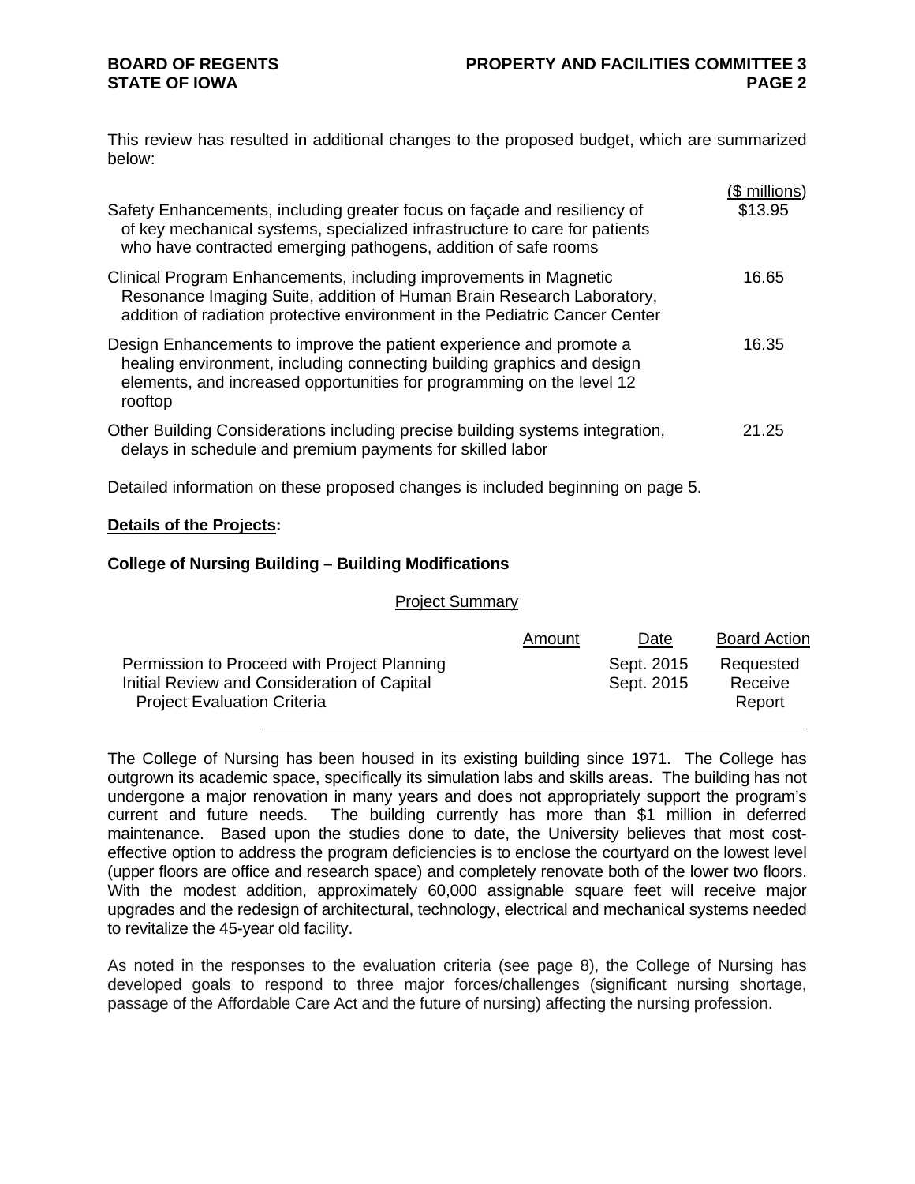This review has resulted in additional changes to the proposed budget, which are summarized below:

| | ($ millions) |
|---|---|
| Safety Enhancements, including greater focus on façade and resiliency of of key mechanical systems, specialized infrastructure to care for patients who have contracted emerging pathogens, addition of safe rooms | $13.95 |
| Clinical Program Enhancements, including improvements in Magnetic Resonance Imaging Suite, addition of Human Brain Research Laboratory, addition of radiation protective environment in the Pediatric Cancer Center | 16.65 |
| Design Enhancements to improve the patient experience and promote a healing environment, including connecting building graphics and design elements, and increased opportunities for programming on the level 12 rooftop | 16.35 |
| Other Building Considerations including precise building systems integration, delays in schedule and premium payments for skilled labor | 21.25 |

Detailed information on these proposed changes is included beginning on page 5.

**Details of the Projects:**

**College of Nursing Building – Building Modifications**

Project Summary

| | Amount | Date | Board Action |
|---|---|---|---|
| Permission to Proceed with Project Planning | | Sept. 2015 | Requested |
| Initial Review and Consideration of Capital Project Evaluation Criteria | | Sept. 2015 | Receive Report |

The College of Nursing has been housed in its existing building since 1971. The College has outgrown its academic space, specifically its simulation labs and skills areas. The building has not undergone a major renovation in many years and does not appropriately support the program's current and future needs. The building currently has more than $1 million in deferred maintenance. Based upon the studies done to date, the University believes that most cost-effective option to address the program deficiencies is to enclose the courtyard on the lowest level (upper floors are office and research space) and completely renovate both of the lower two floors. With the modest addition, approximately 60,000 assignable square feet will receive major upgrades and the redesign of architectural, technology, electrical and mechanical systems needed to revitalize the 45-year old facility.

As noted in the responses to the evaluation criteria (see page 8), the College of Nursing has developed goals to respond to three major forces/challenges (significant nursing shortage, passage of the Affordable Care Act and the future of nursing) affecting the nursing profession.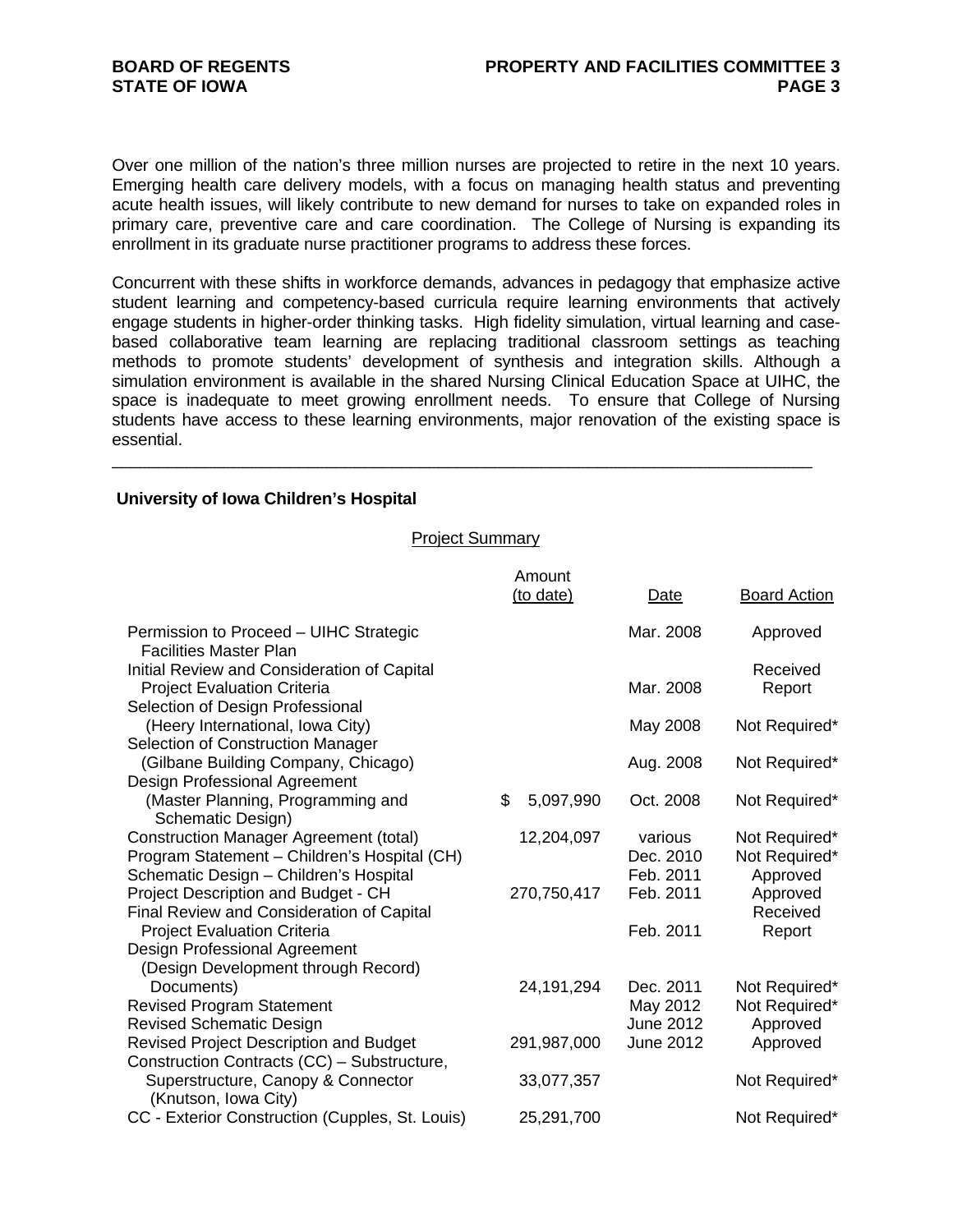Over one million of the nation's three million nurses are projected to retire in the next 10 years. Emerging health care delivery models, with a focus on managing health status and preventing acute health issues, will likely contribute to new demand for nurses to take on expanded roles in primary care, preventive care and care coordination. The College of Nursing is expanding its enrollment in its graduate nurse practitioner programs to address these forces.

Concurrent with these shifts in workforce demands, advances in pedagogy that emphasize active student learning and competency-based curricula require learning environments that actively engage students in higher-order thinking tasks. High fidelity simulation, virtual learning and case-based collaborative team learning are replacing traditional classroom settings as teaching methods to promote students' development of synthesis and integration skills. Although a simulation environment is available in the shared Nursing Clinical Education Space at UIHC, the space is inadequate to meet growing enrollment needs. To ensure that College of Nursing students have access to these learning environments, major renovation of the existing space is essential.

---

**University of Iowa Children's Hospital**

Project Summary

| | Amount (to date) | Date | Board Action |
|---|---|---|---|
| Permission to Proceed – UIHC Strategic Facilities Master Plan | | Mar. 2008 | Approved |
| Initial Review and Consideration of Capital Project Evaluation Criteria | | Mar. 2008 | Received Report |
| Selection of Design Professional (Heery International, Iowa City) | | May 2008 | Not Required* |
| Selection of Construction Manager (Gilbane Building Company, Chicago) | | Aug. 2008 | Not Required* |
| Design Professional Agreement (Master Planning, Programming and Schematic Design) | $ 5,097,990 | Oct. 2008 | Not Required* |
| Construction Manager Agreement (total) | 12,204,097 | various | Not Required* |
| Program Statement – Children's Hospital (CH) | | Dec. 2010 | Not Required* |
| Schematic Design – Children's Hospital | | Feb. 2011 | Approved |
| Project Description and Budget - CH | 270,750,417 | Feb. 2011 | Approved |
| Final Review and Consideration of Capital Project Evaluation Criteria | | Feb. 2011 | Received Report |
| Design Professional Agreement (Design Development through Record) Documents) | 24,191,294 | Dec. 2011 | Not Required* |
| Revised Program Statement | | May 2012 | Not Required* |
| Revised Schematic Design | | June 2012 | Approved |
| Revised Project Description and Budget | 291,987,000 | June 2012 | Approved |
| Construction Contracts (CC) – Substructure, Superstructure, Canopy & Connector (Knutson, Iowa City) | 33,077,357 | | Not Required* |
| CC - Exterior Construction (Cupples, St. Louis) | 25,291,700 | | Not Required* |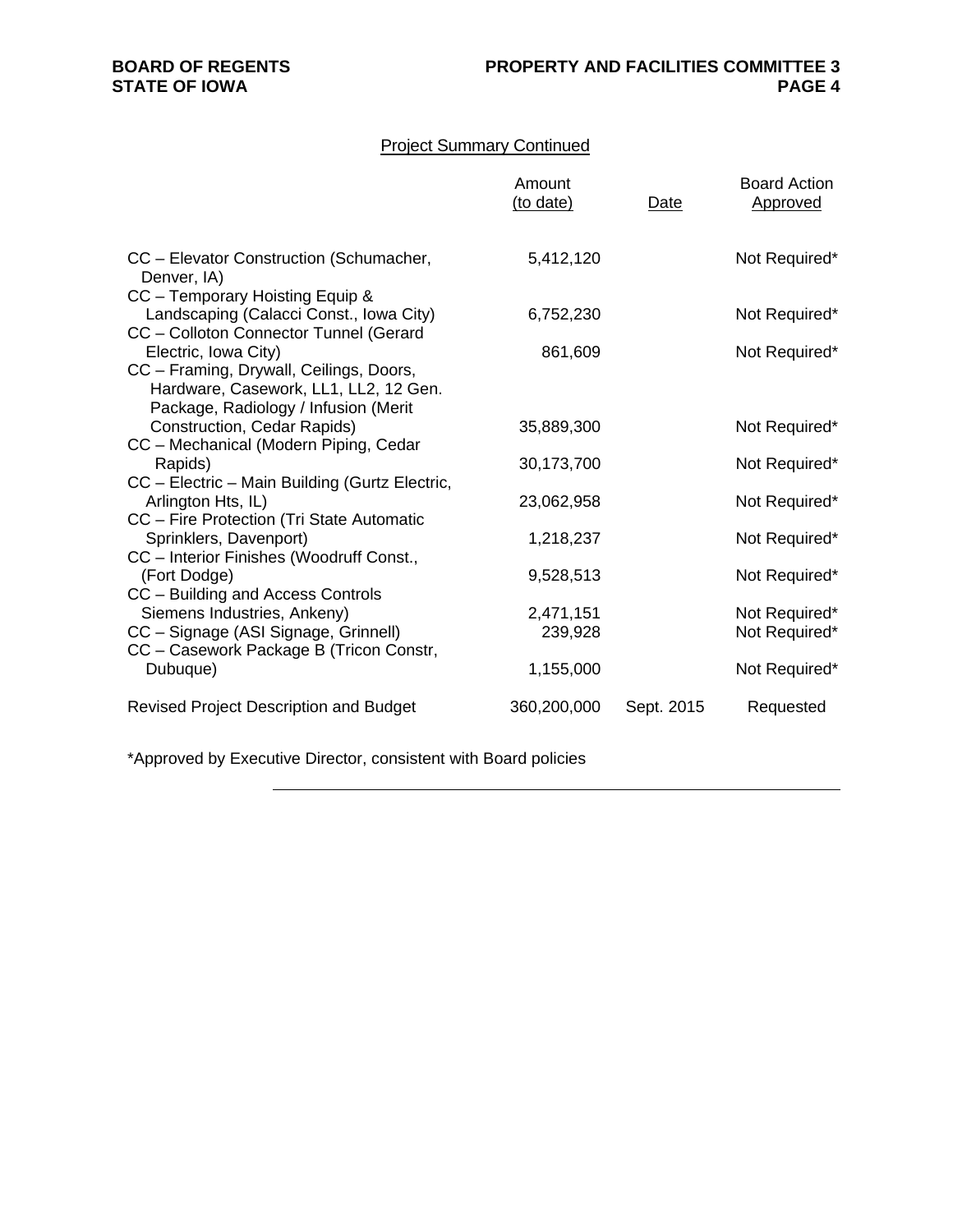Project Summary Continued

| | Amount (to date) | Date | Board Action Approved |
|---|---|---|---|
| CC – Elevator Construction (Schumacher, Denver, IA) | 5,412,120 | | Not Required* |
| CC – Temporary Hoisting Equip & Landscaping (Calacci Const., Iowa City) | 6,752,230 | | Not Required* |
| CC – Colloton Connector Tunnel (Gerard Electric, Iowa City) | 861,609 | | Not Required* |
| CC – Framing, Drywall, Ceilings, Doors, Hardware, Casework, LL1, LL2, 12 Gen. Package, Radiology / Infusion (Merit Construction, Cedar Rapids) | 35,889,300 | | Not Required* |
| CC – Mechanical (Modern Piping, Cedar Rapids) | 30,173,700 | | Not Required* |
| CC – Electric – Main Building (Gurtz Electric, Arlington Hts, IL) | 23,062,958 | | Not Required* |
| CC – Fire Protection (Tri State Automatic Sprinklers, Davenport) | 1,218,237 | | Not Required* |
| CC – Interior Finishes (Woodruff Const., (Fort Dodge) | 9,528,513 | | Not Required* |
| CC – Building and Access Controls Siemens Industries, Ankeny) | 2,471,151 | | Not Required* |
| CC – Signage (ASI Signage, Grinnell) | 239,928 | | Not Required* |
| CC – Casework Package B (Tricon Constr, Dubuque) | 1,155,000 | | Not Required* |
| Revised Project Description and Budget | 360,200,000 | Sept. 2015 | Requested |

*Approved by Executive Director, consistent with Board policies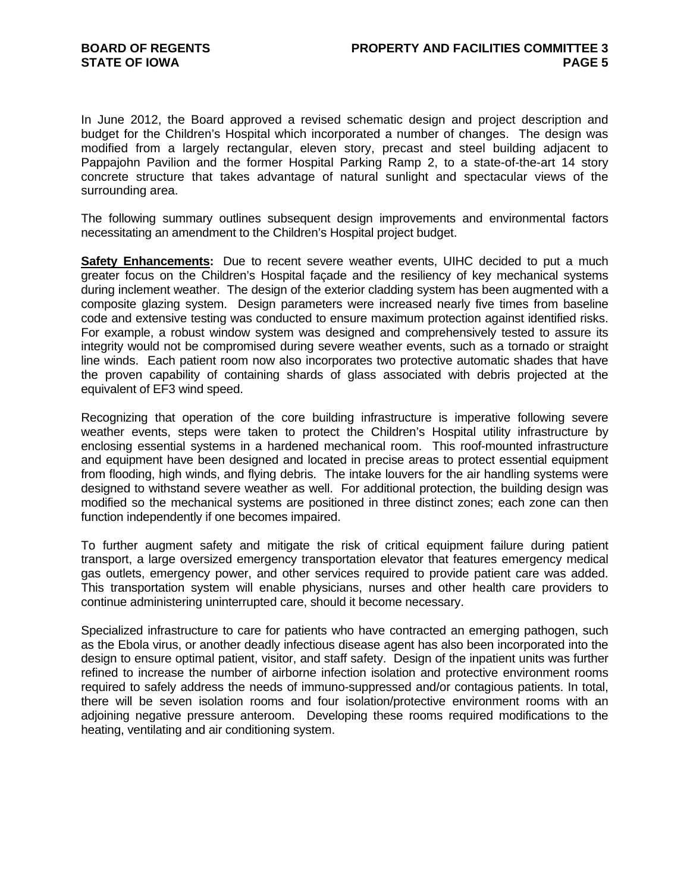In June 2012, the Board approved a revised schematic design and project description and budget for the Children's Hospital which incorporated a number of changes. The design was modified from a largely rectangular, eleven story, precast and steel building adjacent to Pappajohn Pavilion and the former Hospital Parking Ramp 2, to a state-of-the-art 14 story concrete structure that takes advantage of natural sunlight and spectacular views of the surrounding area.

The following summary outlines subsequent design improvements and environmental factors necessitating an amendment to the Children's Hospital project budget.

**Safety Enhancements:** Due to recent severe weather events, UIHC decided to put a much greater focus on the Children's Hospital façade and the resiliency of key mechanical systems during inclement weather. The design of the exterior cladding system has been augmented with a composite glazing system. Design parameters were increased nearly five times from baseline code and extensive testing was conducted to ensure maximum protection against identified risks. For example, a robust window system was designed and comprehensively tested to assure its integrity would not be compromised during severe weather events, such as a tornado or straight line winds. Each patient room now also incorporates two protective automatic shades that have the proven capability of containing shards of glass associated with debris projected at the equivalent of EF3 wind speed.

Recognizing that operation of the core building infrastructure is imperative following severe weather events, steps were taken to protect the Children's Hospital utility infrastructure by enclosing essential systems in a hardened mechanical room. This roof-mounted infrastructure and equipment have been designed and located in precise areas to protect essential equipment from flooding, high winds, and flying debris. The intake louvers for the air handling systems were designed to withstand severe weather as well. For additional protection, the building design was modified so the mechanical systems are positioned in three distinct zones; each zone can then function independently if one becomes impaired.

To further augment safety and mitigate the risk of critical equipment failure during patient transport, a large oversized emergency transportation elevator that features emergency medical gas outlets, emergency power, and other services required to provide patient care was added. This transportation system will enable physicians, nurses and other health care providers to continue administering uninterrupted care, should it become necessary.

Specialized infrastructure to care for patients who have contracted an emerging pathogen, such as the Ebola virus, or another deadly infectious disease agent has also been incorporated into the design to ensure optimal patient, visitor, and staff safety. Design of the inpatient units was further refined to increase the number of airborne infection isolation and protective environment rooms required to safely address the needs of immuno-suppressed and/or contagious patients. In total, there will be seven isolation rooms and four isolation/protective environment rooms with an adjoining negative pressure anteroom. Developing these rooms required modifications to the heating, ventilating and air conditioning system.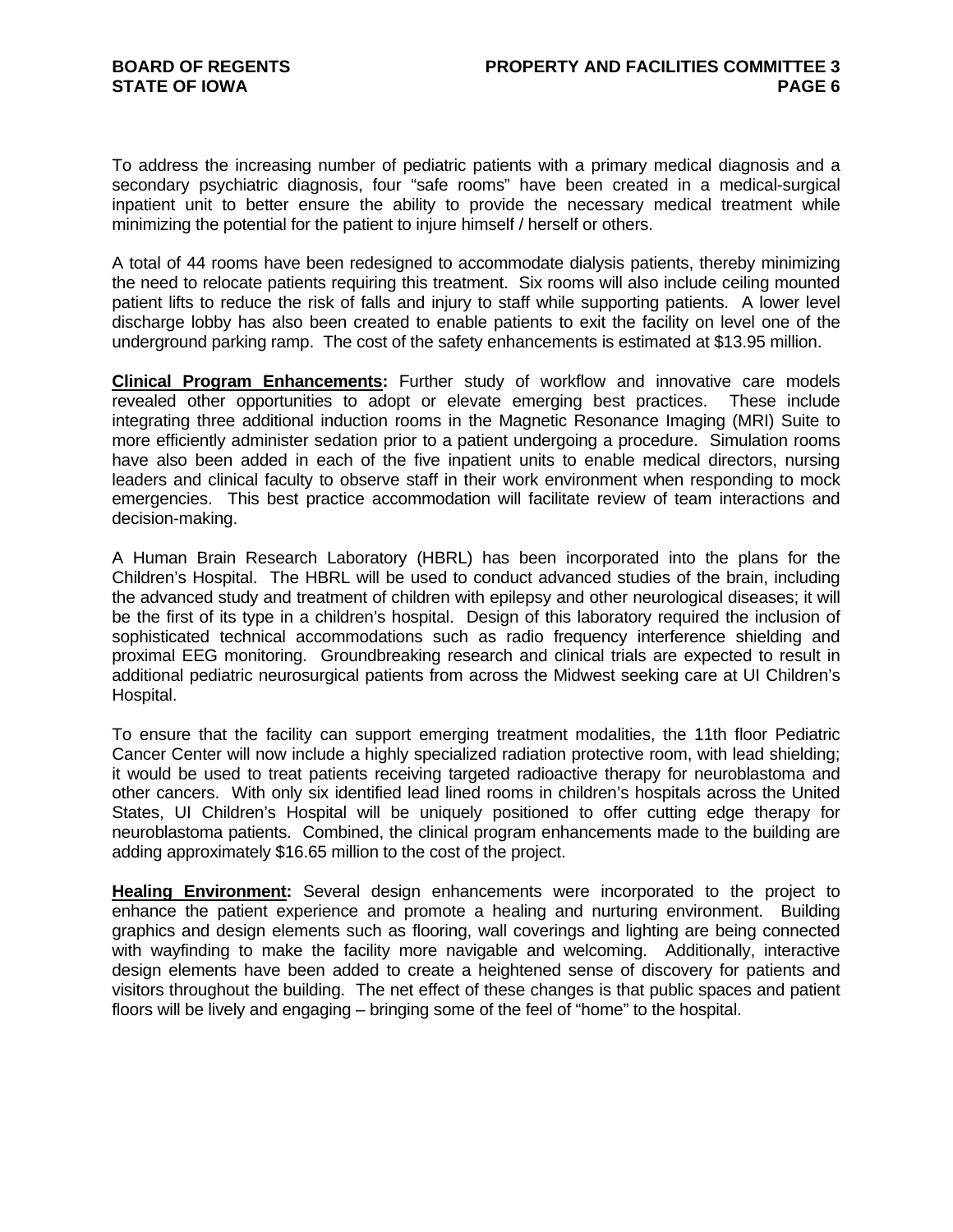To address the increasing number of pediatric patients with a primary medical diagnosis and a secondary psychiatric diagnosis, four "safe rooms" have been created in a medical-surgical inpatient unit to better ensure the ability to provide the necessary medical treatment while minimizing the potential for the patient to injure himself / herself or others.

A total of 44 rooms have been redesigned to accommodate dialysis patients, thereby minimizing the need to relocate patients requiring this treatment. Six rooms will also include ceiling mounted patient lifts to reduce the risk of falls and injury to staff while supporting patients. A lower level discharge lobby has also been created to enable patients to exit the facility on level one of the underground parking ramp. The cost of the safety enhancements is estimated at $13.95 million.

**Clinical Program Enhancements:** Further study of workflow and innovative care models revealed other opportunities to adopt or elevate emerging best practices. These include integrating three additional induction rooms in the Magnetic Resonance Imaging (MRI) Suite to more efficiently administer sedation prior to a patient undergoing a procedure. Simulation rooms have also been added in each of the five inpatient units to enable medical directors, nursing leaders and clinical faculty to observe staff in their work environment when responding to mock emergencies. This best practice accommodation will facilitate review of team interactions and decision-making.

A Human Brain Research Laboratory (HBRL) has been incorporated into the plans for the Children's Hospital. The HBRL will be used to conduct advanced studies of the brain, including the advanced study and treatment of children with epilepsy and other neurological diseases; it will be the first of its type in a children's hospital. Design of this laboratory required the inclusion of sophisticated technical accommodations such as radio frequency interference shielding and proximal EEG monitoring. Groundbreaking research and clinical trials are expected to result in additional pediatric neurosurgical patients from across the Midwest seeking care at UI Children's Hospital.

To ensure that the facility can support emerging treatment modalities, the 11th floor Pediatric Cancer Center will now include a highly specialized radiation protective room, with lead shielding; it would be used to treat patients receiving targeted radioactive therapy for neuroblastoma and other cancers. With only six identified lead lined rooms in children's hospitals across the United States, UI Children's Hospital will be uniquely positioned to offer cutting edge therapy for neuroblastoma patients. Combined, the clinical program enhancements made to the building are adding approximately $16.65 million to the cost of the project.

**Healing Environment:** Several design enhancements were incorporated to the project to enhance the patient experience and promote a healing and nurturing environment. Building graphics and design elements such as flooring, wall coverings and lighting are being connected with wayfinding to make the facility more navigable and welcoming. Additionally, interactive design elements have been added to create a heightened sense of discovery for patients and visitors throughout the building. The net effect of these changes is that public spaces and patient floors will be lively and engaging – bringing some of the feel of "home" to the hospital.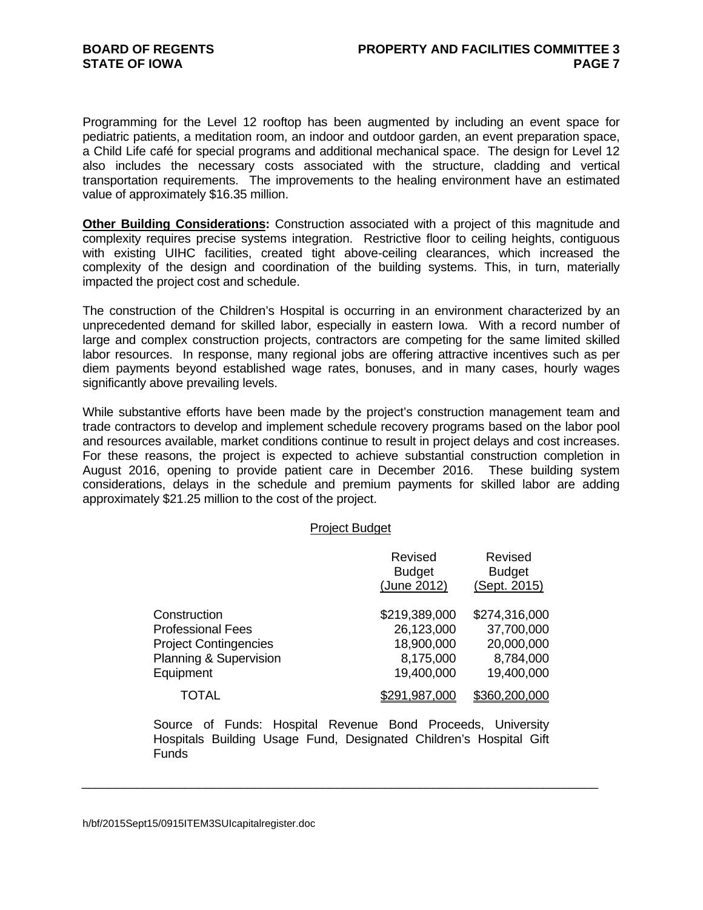Programming for the Level 12 rooftop has been augmented by including an event space for pediatric patients, a meditation room, an indoor and outdoor garden, an event preparation space, a Child Life café for special programs and additional mechanical space. The design for Level 12 also includes the necessary costs associated with the structure, cladding and vertical transportation requirements. The improvements to the healing environment have an estimated value of approximately $16.35 million.

**Other Building Considerations:** Construction associated with a project of this magnitude and complexity requires precise systems integration. Restrictive floor to ceiling heights, contiguous with existing UIHC facilities, created tight above-ceiling clearances, which increased the complexity of the design and coordination of the building systems. This, in turn, materially impacted the project cost and schedule.

The construction of the Children's Hospital is occurring in an environment characterized by an unprecedented demand for skilled labor, especially in eastern Iowa. With a record number of large and complex construction projects, contractors are competing for the same limited skilled labor resources. In response, many regional jobs are offering attractive incentives such as per diem payments beyond established wage rates, bonuses, and in many cases, hourly wages significantly above prevailing levels.

While substantive efforts have been made by the project's construction management team and trade contractors to develop and implement schedule recovery programs based on the labor pool and resources available, market conditions continue to result in project delays and cost increases. For these reasons, the project is expected to achieve substantial construction completion in August 2016, opening to provide patient care in December 2016. These building system considerations, delays in the schedule and premium payments for skilled labor are adding approximately $21.25 million to the cost of the project.

Project Budget

| | Revised Budget (June 2012) | Revised Budget (Sept. 2015) |
|---|---|---|
| Construction | $219,389,000 | $274,316,000 |
| Professional Fees | 26,123,000 | 37,700,000 |
| Project Contingencies | 18,900,000 | 20,000,000 |
| Planning & Supervision | 8,175,000 | 8,784,000 |
| Equipment | 19,400,000 | 19,400,000 |
| TOTAL | $291,987,000 | $360,200,000 |

Source of Funds: Hospital Revenue Bond Proceeds, University Hospitals Building Usage Fund, Designated Children's Hospital Gift Funds

h/bf/2015Sept15/0915ITEM3SUIcapitalregister.doc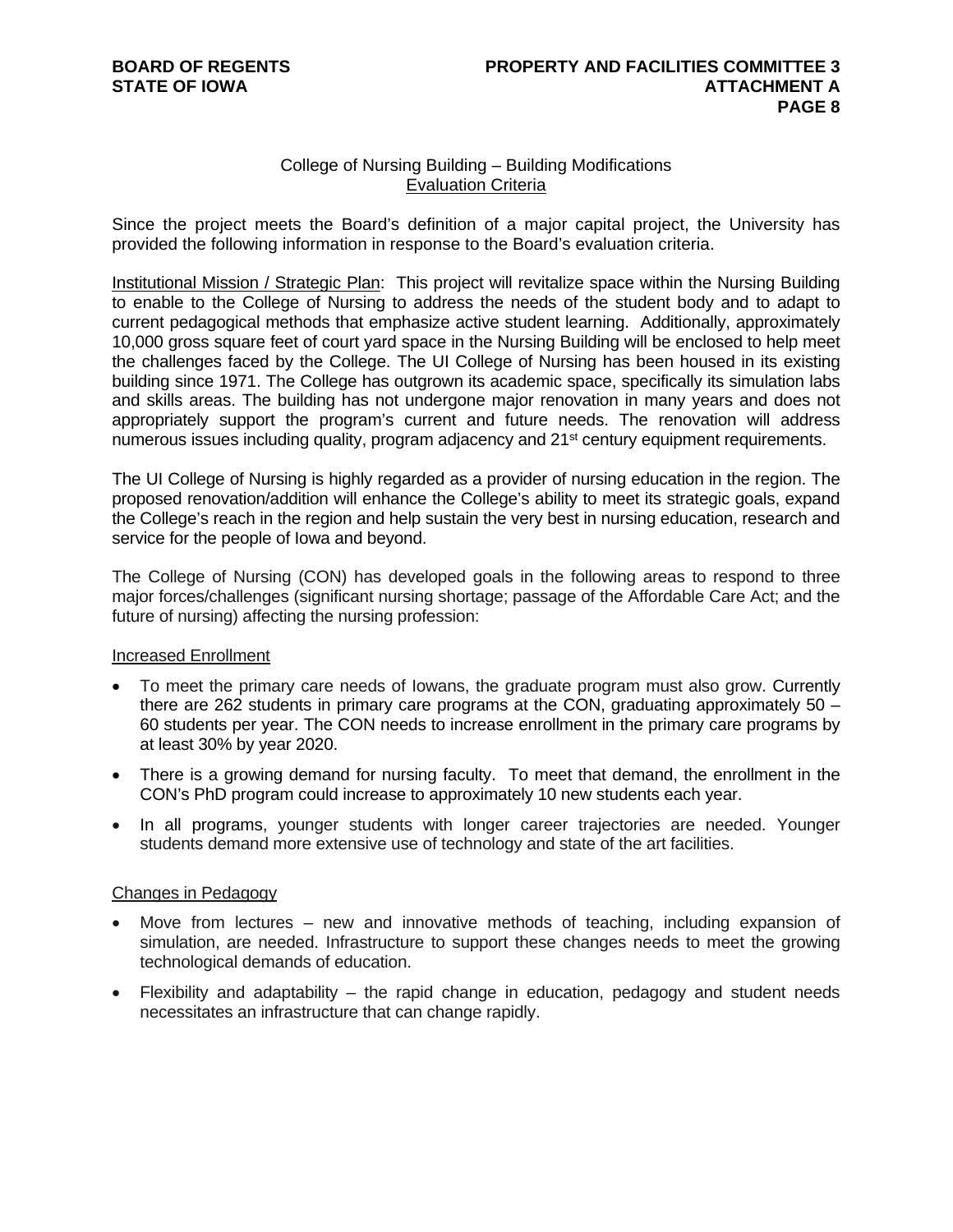College of Nursing Building – Building Modifications
Evaluation Criteria

Since the project meets the Board's definition of a major capital project, the University has provided the following information in response to the Board's evaluation criteria.

Institutional Mission / Strategic Plan: This project will revitalize space within the Nursing Building to enable to the College of Nursing to address the needs of the student body and to adapt to current pedagogical methods that emphasize active student learning. Additionally, approximately 10,000 gross square feet of court yard space in the Nursing Building will be enclosed to help meet the challenges faced by the College. The UI College of Nursing has been housed in its existing building since 1971. The College has outgrown its academic space, specifically its simulation labs and skills areas. The building has not undergone major renovation in many years and does not appropriately support the program's current and future needs. The renovation will address numerous issues including quality, program adjacency and 21st century equipment requirements.

The UI College of Nursing is highly regarded as a provider of nursing education in the region. The proposed renovation/addition will enhance the College's ability to meet its strategic goals, expand the College's reach in the region and help sustain the very best in nursing education, research and service for the people of Iowa and beyond.

The College of Nursing (CON) has developed goals in the following areas to respond to three major forces/challenges (significant nursing shortage; passage of the Affordable Care Act; and the future of nursing) affecting the nursing profession:

Increased Enrollment

- To meet the primary care needs of Iowans, the graduate program must also grow. Currently there are 262 students in primary care programs at the CON, graduating approximately 50 – 60 students per year. The CON needs to increase enrollment in the primary care programs by at least 30% by year 2020.
- There is a growing demand for nursing faculty. To meet that demand, the enrollment in the CON's PhD program could increase to approximately 10 new students each year.
- In all programs, younger students with longer career trajectories are needed. Younger students demand more extensive use of technology and state of the art facilities.

Changes in Pedagogy

- Move from lectures – new and innovative methods of teaching, including expansion of simulation, are needed. Infrastructure to support these changes needs to meet the growing technological demands of education.
- Flexibility and adaptability – the rapid change in education, pedagogy and student needs necessitates an infrastructure that can change rapidly.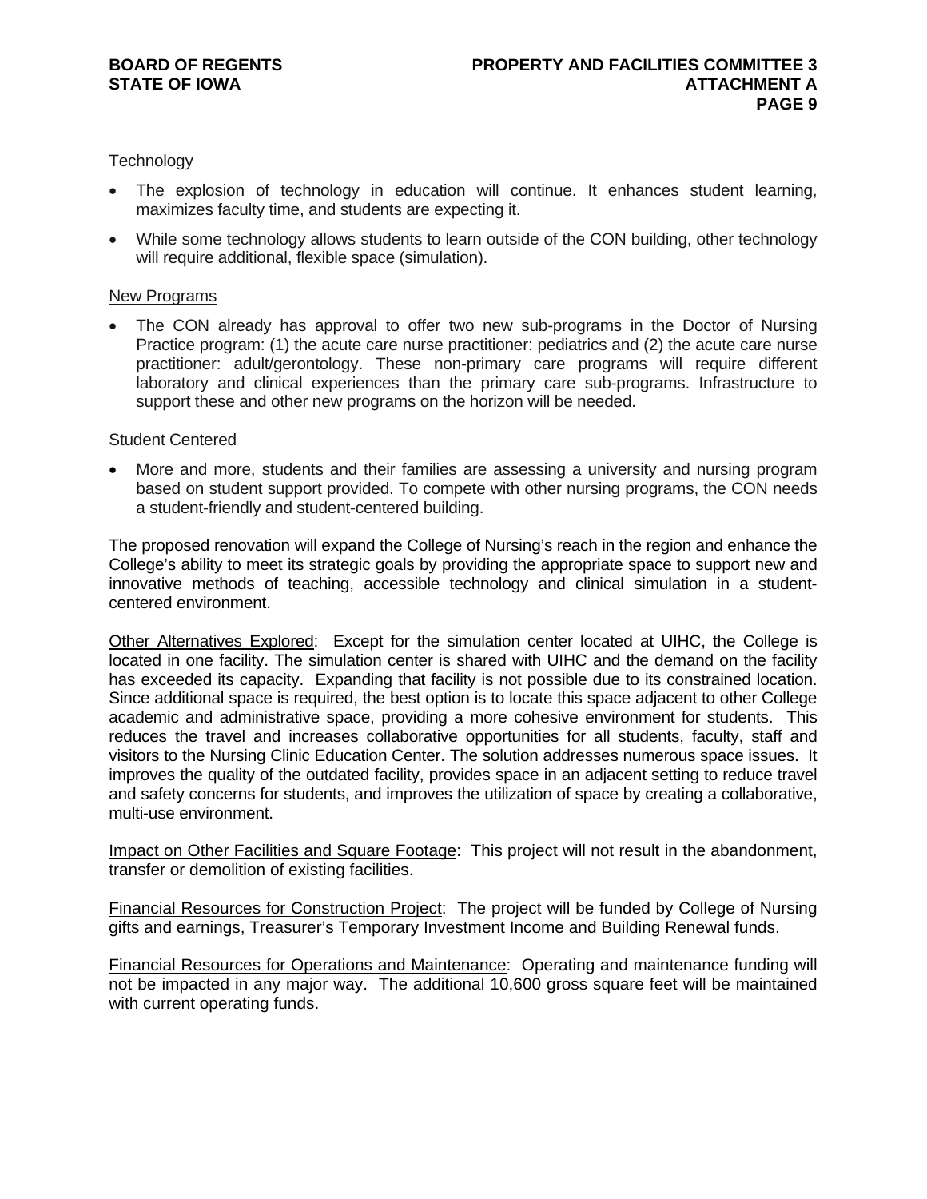Technology

- The explosion of technology in education will continue. It enhances student learning, maximizes faculty time, and students are expecting it.
- While some technology allows students to learn outside of the CON building, other technology will require additional, flexible space (simulation).

New Programs

- The CON already has approval to offer two new sub-programs in the Doctor of Nursing Practice program: (1) the acute care nurse practitioner: pediatrics and (2) the acute care nurse practitioner: adult/gerontology. These non-primary care programs will require different laboratory and clinical experiences than the primary care sub-programs. Infrastructure to support these and other new programs on the horizon will be needed.

Student Centered

- More and more, students and their families are assessing a university and nursing program based on student support provided. To compete with other nursing programs, the CON needs a student-friendly and student-centered building.

The proposed renovation will expand the College of Nursing's reach in the region and enhance the College's ability to meet its strategic goals by providing the appropriate space to support new and innovative methods of teaching, accessible technology and clinical simulation in a student-centered environment.

Other Alternatives Explored: Except for the simulation center located at UIHC, the College is located in one facility. The simulation center is shared with UIHC and the demand on the facility has exceeded its capacity. Expanding that facility is not possible due to its constrained location. Since additional space is required, the best option is to locate this space adjacent to other College academic and administrative space, providing a more cohesive environment for students. This reduces the travel and increases collaborative opportunities for all students, faculty, staff and visitors to the Nursing Clinic Education Center. The solution addresses numerous space issues. It improves the quality of the outdated facility, provides space in an adjacent setting to reduce travel and safety concerns for students, and improves the utilization of space by creating a collaborative, multi-use environment.

Impact on Other Facilities and Square Footage: This project will not result in the abandonment, transfer or demolition of existing facilities.

Financial Resources for Construction Project: The project will be funded by College of Nursing gifts and earnings, Treasurer's Temporary Investment Income and Building Renewal funds.

Financial Resources for Operations and Maintenance: Operating and maintenance funding will not be impacted in any major way. The additional 10,600 gross square feet will be maintained with current operating funds.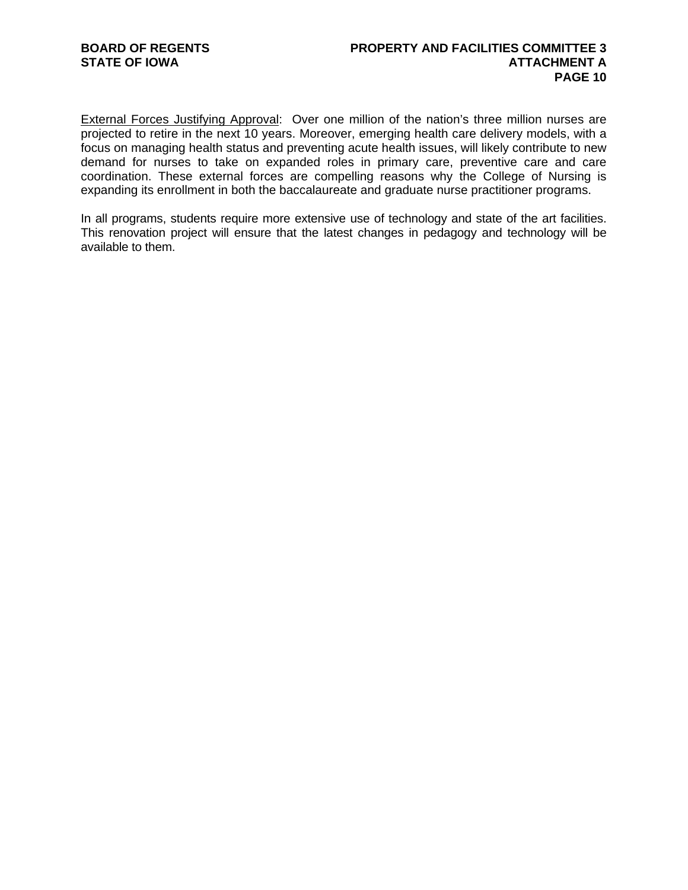External Forces Justifying Approval: Over one million of the nation's three million nurses are projected to retire in the next 10 years. Moreover, emerging health care delivery models, with a focus on managing health status and preventing acute health issues, will likely contribute to new demand for nurses to take on expanded roles in primary care, preventive care and care coordination. These external forces are compelling reasons why the College of Nursing is expanding its enrollment in both the baccalaureate and graduate nurse practitioner programs.

In all programs, students require more extensive use of technology and state of the art facilities. This renovation project will ensure that the latest changes in pedagogy and technology will be available to them.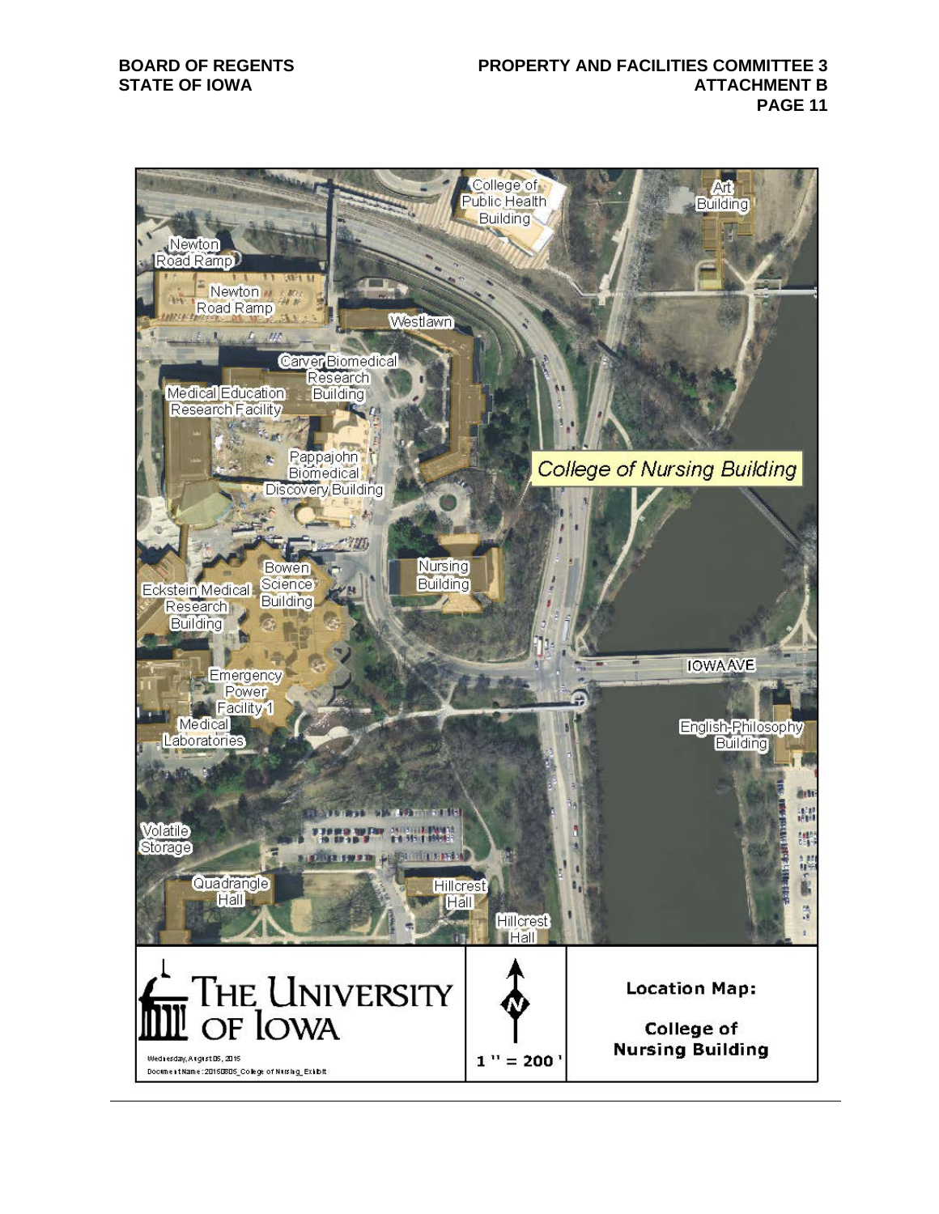BOARD OF REGENTS
STATE OF IOWA

PROPERTY AND FACILITIES COMMITTEE 3
ATTACHMENT B

College of Public Health Building

Art Building

Newton Road Ramp

Newton Road Ramp

Westlawn

Carver Biomedical Research Building

Medical Education Research Facility

Pappajohn Biomedical Discovery Building

College of Nursing Building

Nursing Building

Bowen Science Building

Eckstein Medical Research Building

IOWA AVE

Emergency Power Facility 1

Medical Laboratories

English-Philosophy Building

Volatile Storage

Quadrangle Hall

Hillcrest Hall

Hillcrest Hall

THE UNIVERSITY OF IOWA

Wednesday, August 05, 2015

Document Name: 20150805_College of Nursing_Exhibit

N

1 '' = 200 '

**Location Map:**

**College of Nursing Building**